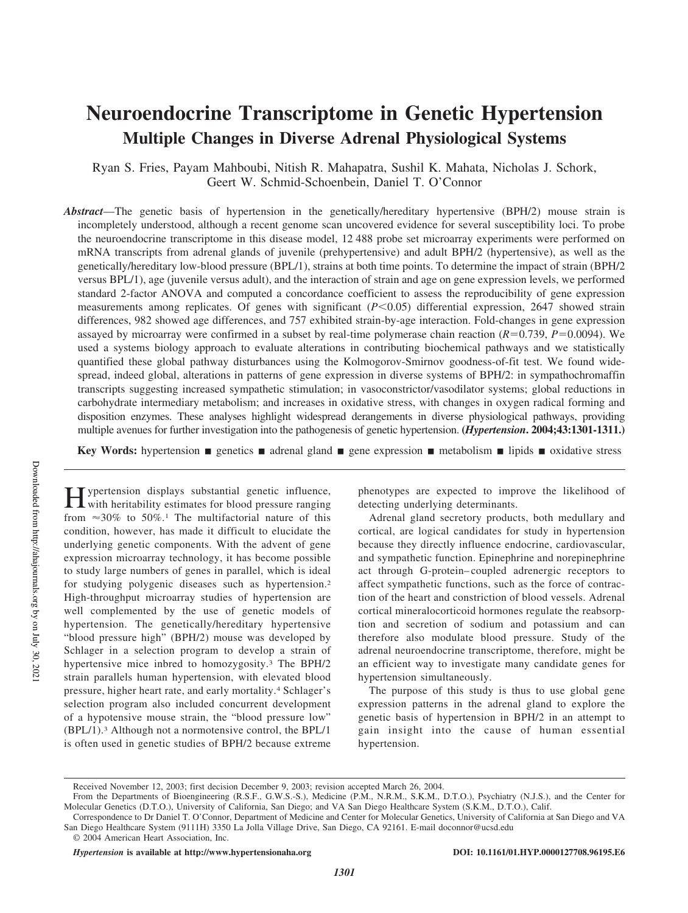# Neuroendocrine Transcriptome in Genetic Hypertension

## Multiple Changes in Diverse Adrenal Physiological Systems

Ryan S. Fries, Payam Mahboubi, Nitish R. Mahapatra, Sushil K. Mahata, Nicholas J. Schork, Geert W. Schmid-Schoenbein, Daniel T. O'Connor

***Abstract*****—**The genetic basis of hypertension in the genetically/hereditary hypertensive (BPH/2) mouse strain is incompletely understood, although a recent genome scan uncovered evidence for several susceptibility loci. To probe the neuroendocrine transcriptome in this disease model, 12 488 probe set microarray experiments were performed on mRNA transcripts from adrenal glands of juvenile (prehypertensive) and adult BPH/2 (hypertensive), as well as the genetically/hereditary low-blood pressure (BPL/1), strains at both time points. To determine the impact of strain (BPH/2 versus BPL/1), age (juvenile versus adult), and the interaction of strain and age on gene expression levels, we performed standard 2-factor ANOVA and computed a concordance coefficient to assess the reproducibility of gene expression measurements among replicates. Of genes with significant ($P<0.05$) differential expression, 2647 showed strain differences, 982 showed age differences, and 757 exhibited strain-by-age interaction. Fold-changes in gene expression assayed by microarray were confirmed in a subset by real-time polymerase chain reaction ($R=0.739$, $P=0.0094$). We used a systems biology approach to evaluate alterations in contributing biochemical pathways and we statistically quantified these global pathway disturbances using the Kolmogorov-Smirnov goodness-of-fit test. We found widespread, indeed global, alterations in patterns of gene expression in diverse systems of BPH/2: in sympathochromaffin transcripts suggesting increased sympathetic stimulation; in vasoconstrictor/vasodilator systems; global reductions in carbohydrate intermediary metabolism; and increases in oxidative stress, with changes in oxygen radical forming and disposition enzymes. These analyses highlight widespread derangements in diverse physiological pathways, providing multiple avenues for further investigation into the pathogenesis of genetic hypertension. **(*Hypertension*. 2004;43:1301-1311.)**

**Key Words:** hypertension ■ genetics ■ adrenal gland ■ gene expression ■ metabolism ■ lipids ■ oxidative stress

Hypertension displays substantial genetic influence, with heritability estimates for blood pressure ranging from ≈30% to 50%.[1] The multifactorial nature of this condition, however, has made it difficult to elucidate the underlying genetic components. With the advent of gene expression microarray technology, it has become possible to study large numbers of genes in parallel, which is ideal for studying polygenic diseases such as hypertension.[2] High-throughput microarray studies of hypertension are well complemented by the use of genetic models of hypertension. The genetically/hereditary hypertensive "blood pressure high" (BPH/2) mouse was developed by Schlager in a selection program to develop a strain of hypertensive mice inbred to homozygosity.[3] The BPH/2 strain parallels human hypertension, with elevated blood pressure, higher heart rate, and early mortality.[4] Schlager's selection program also included concurrent development of a hypotensive mouse strain, the "blood pressure low" (BPL/1).[3] Although not a normotensive control, the BPL/1 is often used in genetic studies of BPH/2 because extreme phenotypes are expected to improve the likelihood of detecting underlying determinants.

Adrenal gland secretory products, both medullary and cortical, are logical candidates for study in hypertension because they directly influence endocrine, cardiovascular, and sympathetic function. Epinephrine and norepinephrine act through G-protein–coupled adrenergic receptors to affect sympathetic functions, such as the force of contraction of the heart and constriction of blood vessels. Adrenal cortical mineralocorticoid hormones regulate the reabsorption and secretion of sodium and potassium and can therefore also modulate blood pressure. Study of the adrenal neuroendocrine transcriptome, therefore, might be an efficient way to investigate many candidate genes for hypertension simultaneously.

The purpose of this study is thus to use global gene expression patterns in the adrenal gland to explore the genetic basis of hypertension in BPH/2 in an attempt to gain insight into the cause of human essential hypertension.

Received November 12, 2003; first decision December 9, 2003; revision accepted March 26, 2004.

From the Departments of Bioengineering (R.S.F., G.W.S.-S.), Medicine (P.M., N.R.M., S.K.M., D.T.O.), Psychiatry (N.J.S.), and the Center for Molecular Genetics (D.T.O.), University of California, San Diego; and VA San Diego Healthcare System (S.K.M., D.T.O.), Calif.

Correspondence to Dr Daniel T. O'Connor, Department of Medicine and Center for Molecular Genetics, University of California at San Diego and VA San Diego Healthcare System (9111H) 3350 La Jolla Village Drive, San Diego, CA 92161. E-mail doconnor@ucsd.edu

© 2004 American Heart Association, Inc.

*Hypertension* **is available at http://www.hypertensionaha.org** **DOI: 10.1161/01.HYP.0000127708.96195.E6**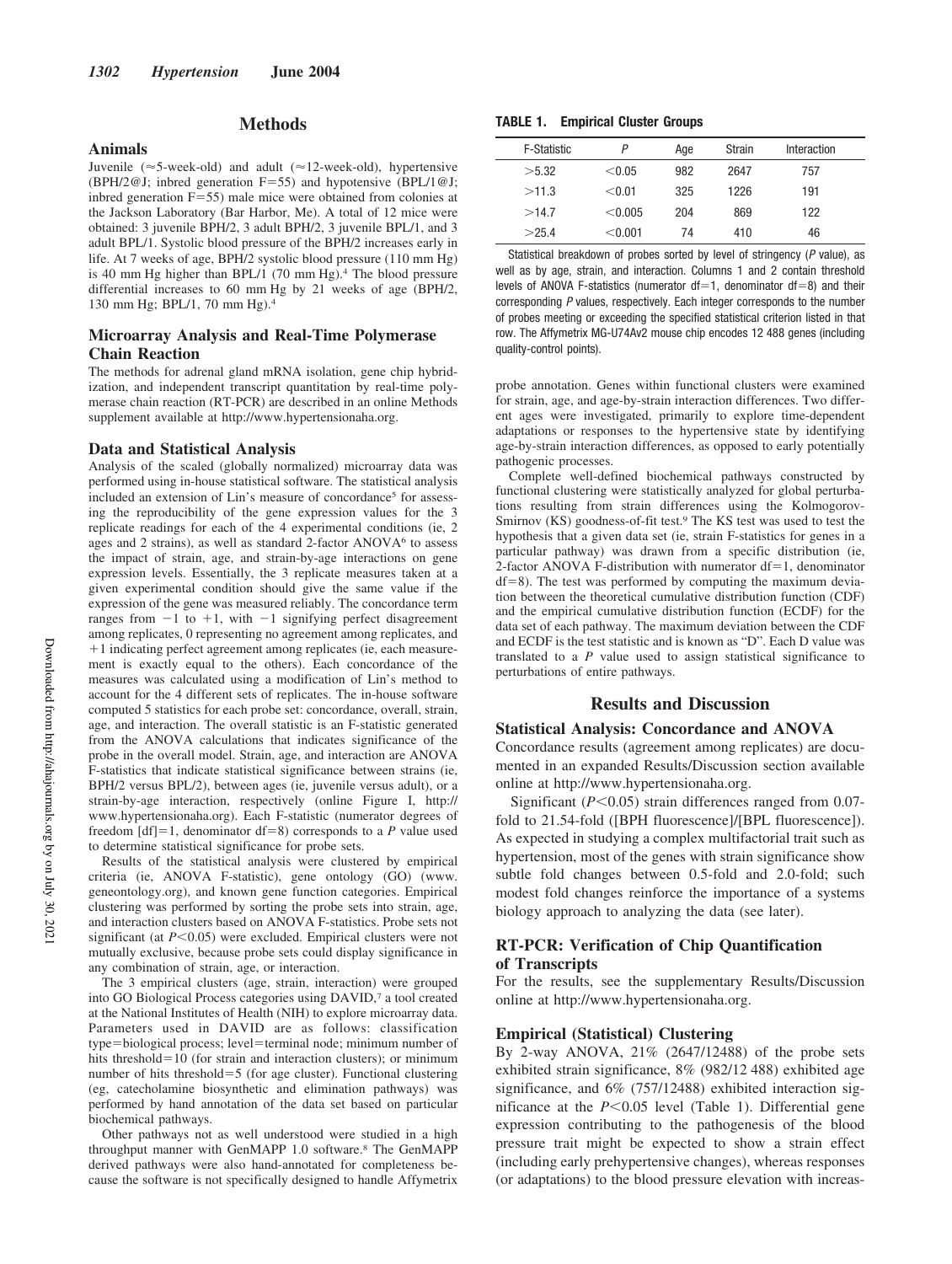## Methods

### Animals

Juvenile (≈5-week-old) and adult (≈12-week-old), hypertensive (BPH/2@J; inbred generation F=55) and hypotensive (BPL/1@J; inbred generation F=55) male mice were obtained from colonies at the Jackson Laboratory (Bar Harbor, Me). A total of 12 mice were obtained: 3 juvenile BPH/2, 3 adult BPH/2, 3 juvenile BPL/1, and 3 adult BPL/1. Systolic blood pressure of the BPH/2 increases early in life. At 7 weeks of age, BPH/2 systolic blood pressure (110 mm Hg) is 40 mm Hg higher than BPL/1 (70 mm Hg).[4] The blood pressure differential increases to 60 mm Hg by 21 weeks of age (BPH/2, 130 mm Hg; BPL/1, 70 mm Hg).[4]

### Microarray Analysis and Real-Time Polymerase Chain Reaction

The methods for adrenal gland mRNA isolation, gene chip hybridization, and independent transcript quantitation by real-time polymerase chain reaction (RT-PCR) are described in an online Methods supplement available at http://www.hypertensionaha.org.

### Data and Statistical Analysis

Analysis of the scaled (globally normalized) microarray data was performed using in-house statistical software. The statistical analysis included an extension of Lin's measure of concordance[5] for assessing the reproducibility of the gene expression values for the 3 replicate readings for each of the 4 experimental conditions (ie, 2 ages and 2 strains), as well as standard 2-factor ANOVA[6] to assess the impact of strain, age, and strain-by-age interactions on gene expression levels. Essentially, the 3 replicate measures taken at a given experimental condition should give the same value if the expression of the gene was measured reliably. The concordance term ranges from −1 to +1, with −1 signifying perfect disagreement among replicates, 0 representing no agreement among replicates, and +1 indicating perfect agreement among replicates (ie, each measurement is exactly equal to the others). Each concordance of the measures was calculated using a modification of Lin's method to account for the 4 different sets of replicates. The in-house software computed 5 statistics for each probe set: concordance, overall, strain, age, and interaction. The overall statistic is an F-statistic generated from the ANOVA calculations that indicates significance of the probe in the overall model. Strain, age, and interaction are ANOVA F-statistics that indicate statistical significance between strains (ie, BPH/2 versus BPL/2), between ages (ie, juvenile versus adult), or a strain-by-age interaction, respectively (online Figure I, http://www.hypertensionaha.org). Each F-statistic (numerator degrees of freedom [df]=1, denominator df=8) corresponds to a $P$ value used to determine statistical significance for probe sets.

Results of the statistical analysis were clustered by empirical criteria (ie, ANOVA F-statistic), gene ontology (GO) (www.geneontology.org), and known gene function categories. Empirical clustering was performed by sorting the probe sets into strain, age, and interaction clusters based on ANOVA F-statistics. Probe sets not significant (at $P<0.05$) were excluded. Empirical clusters were not mutually exclusive, because probe sets could display significance in any combination of strain, age, or interaction.

The 3 empirical clusters (age, strain, interaction) were grouped into GO Biological Process categories using DAVID,[7] a tool created at the National Institutes of Health (NIH) to explore microarray data. Parameters used in DAVID are as follows: classification type=biological process; level=terminal node; minimum number of hits threshold=10 (for strain and interaction clusters); or minimum number of hits threshold=5 (for age cluster). Functional clustering (eg, catecholamine biosynthetic and elimination pathways) was performed by hand annotation of the data set based on particular biochemical pathways.

Other pathways not as well understood were studied in a high throughput manner with GenMAPP 1.0 software.[8] The GenMAPP derived pathways were also hand-annotated for completeness because the software is not specifically designed to handle Affymetrix probe annotation. Genes within functional clusters were examined for strain, age, and age-by-strain interaction differences. Two different ages were investigated, primarily to explore time-dependent adaptations or responses to the hypertensive state by identifying age-by-strain interaction differences, as opposed to early potentially pathogenic processes.

Complete well-defined biochemical pathways constructed by functional clustering were statistically analyzed for global perturbations resulting from strain differences using the Kolmogorov-Smirnov (KS) goodness-of-fit test.[9] The KS test was used to test the hypothesis that a given data set (ie, strain F-statistics for genes in a particular pathway) was drawn from a specific distribution (ie, 2-factor ANOVA F-distribution with numerator df=1, denominator df=8). The test was performed by computing the maximum deviation between the theoretical cumulative distribution function (CDF) and the empirical cumulative distribution function (ECDF) for the data set of each pathway. The maximum deviation between the CDF and ECDF is the test statistic and is known as "D". Each D value was translated to a $P$ value used to assign statistical significance to perturbations of entire pathways.

**TABLE 1. Empirical Cluster Groups**

| F-Statistic | $P$ | Age | Strain | Interaction |
|---|---|---|---|---|
| >5.32 | <0.05 | 982 | 2647 | 757 |
| >11.3 | <0.01 | 325 | 1226 | 191 |
| >14.7 | <0.005 | 204 | 869 | 122 |
| >25.4 | <0.001 | 74 | 410 | 46 |

Statistical breakdown of probes sorted by level of stringency ($P$ value), as well as by age, strain, and interaction. Columns 1 and 2 contain threshold levels of ANOVA F-statistics (numerator df=1, denominator df=8) and their corresponding $P$ values, respectively. Each integer corresponds to the number of probes meeting or exceeding the specified statistical criterion listed in that row. The Affymetrix MG-U74Av2 mouse chip encodes 12 488 genes (including quality-control points).

## Results and Discussion

### Statistical Analysis: Concordance and ANOVA

Concordance results (agreement among replicates) are documented in an expanded Results/Discussion section available online at http://www.hypertensionaha.org.

Significant ($P<0.05$) strain differences ranged from 0.07-fold to 21.54-fold ([BPH fluorescence]/[BPL fluorescence]). As expected in studying a complex multifactorial trait such as hypertension, most of the genes with strain significance show subtle fold changes between 0.5-fold and 2.0-fold; such modest fold changes reinforce the importance of a systems biology approach to analyzing the data (see later).

### RT-PCR: Verification of Chip Quantification of Transcripts

For the results, see the supplementary Results/Discussion online at http://www.hypertensionaha.org.

### Empirical (Statistical) Clustering

By 2-way ANOVA, 21% (2647/12488) of the probe sets exhibited strain significance, 8% (982/12 488) exhibited age significance, and 6% (757/12488) exhibited interaction significance at the $P<0.05$ level (Table 1). Differential gene expression contributing to the pathogenesis of the blood pressure trait might be expected to show a strain effect (including early prehypertensive changes), whereas responses (or adaptations) to the blood pressure elevation with increas-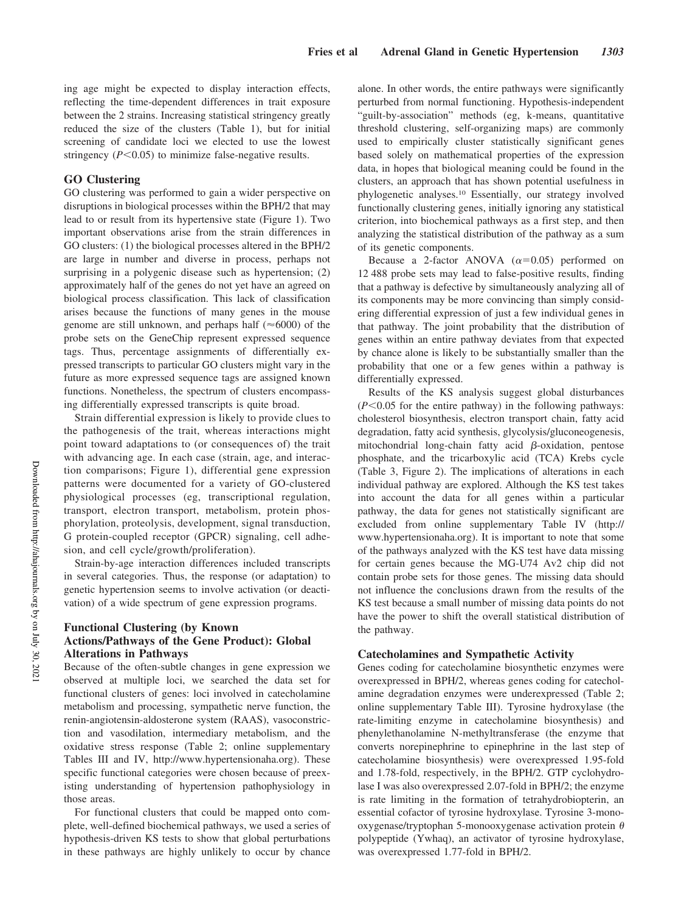ing age might be expected to display interaction effects, reflecting the time-dependent differences in trait exposure between the 2 strains. Increasing statistical stringency greatly reduced the size of the clusters (Table 1), but for initial screening of candidate loci we elected to use the lowest stringency ($P<0.05$) to minimize false-negative results.

### GO Clustering

GO clustering was performed to gain a wider perspective on disruptions in biological processes within the BPH/2 that may lead to or result from its hypertensive state (Figure 1). Two important observations arise from the strain differences in GO clusters: (1) the biological processes altered in the BPH/2 are large in number and diverse in process, perhaps not surprising in a polygenic disease such as hypertension; (2) approximately half of the genes do not yet have an agreed on biological process classification. This lack of classification arises because the functions of many genes in the mouse genome are still unknown, and perhaps half (≈6000) of the probe sets on the GeneChip represent expressed sequence tags. Thus, percentage assignments of differentially expressed transcripts to particular GO clusters might vary in the future as more expressed sequence tags are assigned known functions. Nonetheless, the spectrum of clusters encompassing differentially expressed transcripts is quite broad.

Strain differential expression is likely to provide clues to the pathogenesis of the trait, whereas interactions might point toward adaptations to (or consequences of) the trait with advancing age. In each case (strain, age, and interaction comparisons; Figure 1), differential gene expression patterns were documented for a variety of GO-clustered physiological processes (eg, transcriptional regulation, transport, electron transport, metabolism, protein phosphorylation, proteolysis, development, signal transduction, G protein-coupled receptor (GPCR) signaling, cell adhesion, and cell cycle/growth/proliferation).

Strain-by-age interaction differences included transcripts in several categories. Thus, the response (or adaptation) to genetic hypertension seems to involve activation (or deactivation) of a wide spectrum of gene expression programs.

### Functional Clustering (by Known Actions/Pathways of the Gene Product): Global Alterations in Pathways

Because of the often-subtle changes in gene expression we observed at multiple loci, we searched the data set for functional clusters of genes: loci involved in catecholamine metabolism and processing, sympathetic nerve function, the renin-angiotensin-aldosterone system (RAAS), vasoconstriction and vasodilation, intermediary metabolism, and the oxidative stress response (Table 2; online supplementary Tables III and IV, http://www.hypertensionaha.org). These specific functional categories were chosen because of preexisting understanding of hypertension pathophysiology in those areas.

For functional clusters that could be mapped onto complete, well-defined biochemical pathways, we used a series of hypothesis-driven KS tests to show that global perturbations in these pathways are highly unlikely to occur by chance alone. In other words, the entire pathways were significantly perturbed from normal functioning. Hypothesis-independent "guilt-by-association" methods (eg, k-means, quantitative threshold clustering, self-organizing maps) are commonly used to empirically cluster statistically significant genes based solely on mathematical properties of the expression data, in hopes that biological meaning could be found in the clusters, an approach that has shown potential usefulness in phylogenetic analyses.[10] Essentially, our strategy involved functionally clustering genes, initially ignoring any statistical criterion, into biochemical pathways as a first step, and then analyzing the statistical distribution of the pathway as a sum of its genetic components.

Because a 2-factor ANOVA ($\alpha=0.05$) performed on 12 488 probe sets may lead to false-positive results, finding that a pathway is defective by simultaneously analyzing all of its components may be more convincing than simply considering differential expression of just a few individual genes in that pathway. The joint probability that the distribution of genes within an entire pathway deviates from that expected by chance alone is likely to be substantially smaller than the probability that one or a few genes within a pathway is differentially expressed.

Results of the KS analysis suggest global disturbances ($P<0.05$ for the entire pathway) in the following pathways: cholesterol biosynthesis, electron transport chain, fatty acid degradation, fatty acid synthesis, glycolysis/gluconeogenesis, mitochondrial long-chain fatty acid $\beta$-oxidation, pentose phosphate, and the tricarboxylic acid (TCA) Krebs cycle (Table 3, Figure 2). The implications of alterations in each individual pathway are explored. Although the KS test takes into account the data for all genes within a particular pathway, the data for genes not statistically significant are excluded from online supplementary Table IV (http://www.hypertensionaha.org). It is important to note that some of the pathways analyzed with the KS test have data missing for certain genes because the MG-U74 Av2 chip did not contain probe sets for those genes. The missing data should not influence the conclusions drawn from the results of the KS test because a small number of missing data points do not have the power to shift the overall statistical distribution of the pathway.

### Catecholamines and Sympathetic Activity

Genes coding for catecholamine biosynthetic enzymes were overexpressed in BPH/2, whereas genes coding for catecholamine degradation enzymes were underexpressed (Table 2; online supplementary Table III). Tyrosine hydroxylase (the rate-limiting enzyme in catecholamine biosynthesis) and phenylethanolamine N-methyltransferase (the enzyme that converts norepinephrine to epinephrine in the last step of catecholamine biosynthesis) were overexpressed 1.95-fold and 1.78-fold, respectively, in the BPH/2. GTP cyclohydrolase I was also overexpressed 2.07-fold in BPH/2; the enzyme is rate limiting in the formation of tetrahydrobiopterin, an essential cofactor of tyrosine hydroxylase. Tyrosine 3-monooxygenase/tryptophan 5-monooxygenase activation protein $\theta$ polypeptide (Ywhaq), an activator of tyrosine hydroxylase, was overexpressed 1.77-fold in BPH/2.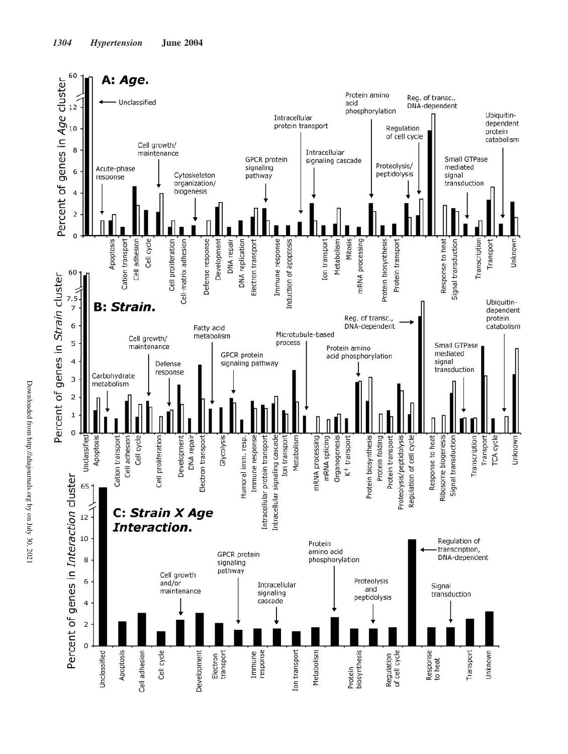**A: *Age*.**

Percent of genes in *Age* cluster

Unclassified, Acute-phase response, Apoptosis, Cation transport, Cell adhesion, Cell cycle, Cell growth/maintenance, Cell proliferation, Cell-matrix adhesion, Cytoskeleton organization/biogenesis, Defense response, Development, DNA repair, DNA replication, Electron transport, GPCR protein signaling pathway, Immune response, Induction of apoptosis, Intracellular protein transport, Intracellular signaling cascade, Ion transport, Metabolism, Mitosis, mRNA processing, Protein amino acid phosphorylation, Protein biosynthesis, Protein transport, Proteolysis/peptidolysis, Regulation of cell cycle, Reg. of transc., DNA-dependent, Response to heat, Signal transduction, Small GTPase mediated signal transduction, Transcription, Transport, Ubiquitin-dependent protein catabolism, Unknown

**B: *Strain*.**

Percent of genes in *Strain* cluster

Unclassified, Apoptosis, Carbohydrate metabolism, Cation transport, Cell adhesion, Cell cycle, Cell growth/maintenance, Cell proliferation, Defense response, Development, DNA repair, Electron transport, Fatty acid metabolism, Glycolysis, GPCR protein signaling pathway, Humoral imm. resp., Immune response, Intracellular protein transport, Intracellular signaling cascade, Ion transport, Metabolism, Microtubule-based process, mRNA processing, mRNA splicing, Organogenesis, $K^+$ transport, Protein amino acid phosphorylation, Protein biosynthesis, Protein folding, Protein transport, Proteolysis/peptidolysis, Regulation of cell cycle, Reg. of transc., DNA-dependent, Response to heat, Ribosome biogenesis, Signal transduction, Small GTPase mediated signal transduction, Transcription, Transport, TCA cycle, Ubiquitin-dependent protein catabolism, Unknown

**C: *Strain X Age Interaction*.**

Percent of genes in *Interaction* cluster

Unclassified, Apoptosis, Cell adhesion, Cell cycle, Cell growth and/or maintenance, Development, Electron transport, GPCR protein signaling pathway, Immune response, Intracellular signaling cascade, Ion transport, Metabolism, Protein amino acid phosphorylation, Protein biosynthesis, Proteolysis and peptidolysis, Regulation of cell cycle, Regulation of transcription, DNA-dependent, Response to heat, Signal transduction, Transport, Unknown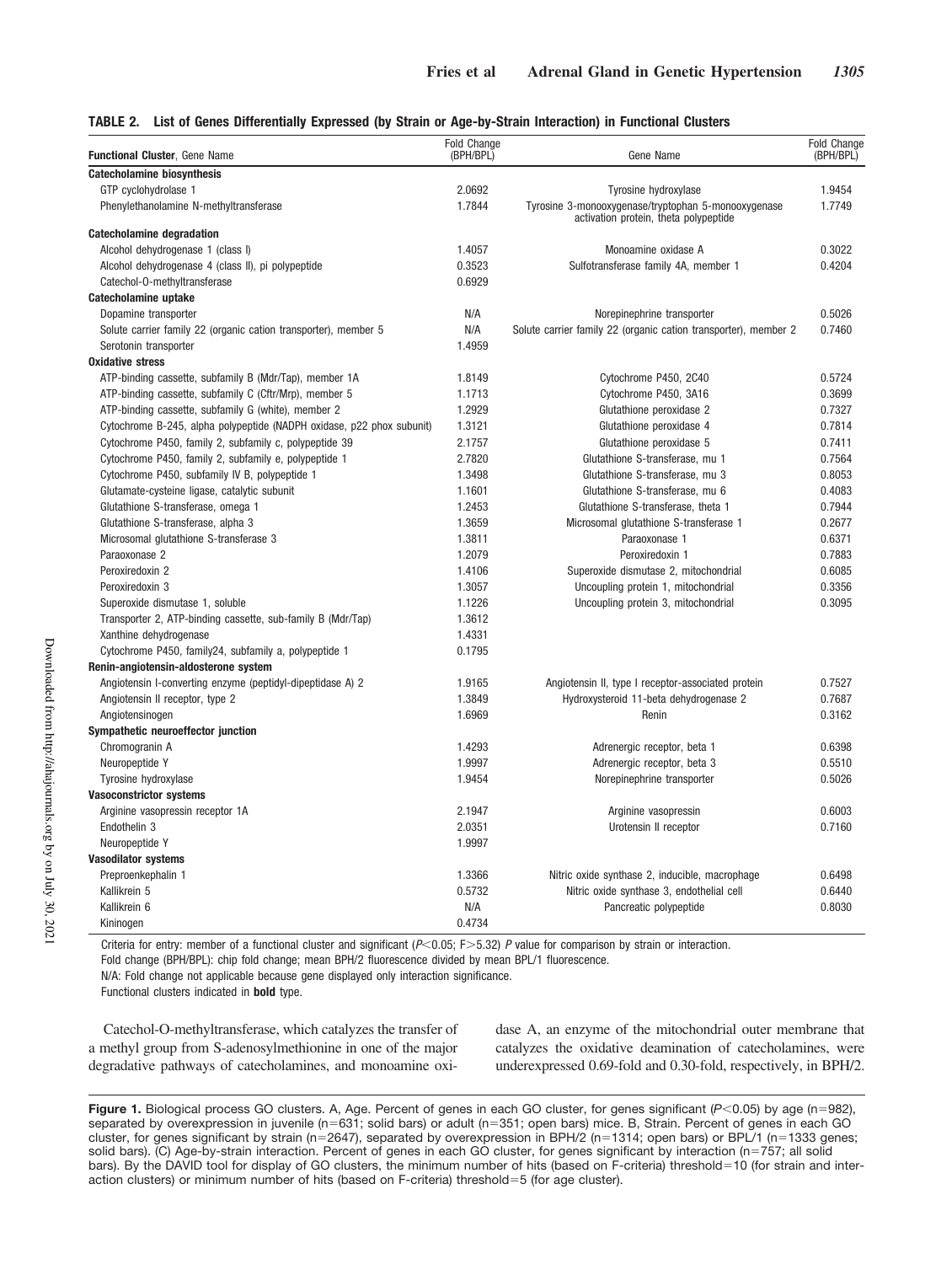**TABLE 2. List of Genes Differentially Expressed (by Strain or Age-by-Strain Interaction) in Functional Clusters**

| **Functional Cluster**, Gene Name | Fold Change (BPH/BPL) | Gene Name | Fold Change (BPH/BPL) |
|---|---|---|---|
| **Catecholamine biosynthesis** | | | |
| GTP cyclohydrolase 1 | 2.0692 | Tyrosine hydroxylase | 1.9454 |
| Phenylethanolamine N-methyltransferase | 1.7844 | Tyrosine 3-monooxygenase/tryptophan 5-monooxygenase activation protein, theta polypeptide | 1.7749 |
| **Catecholamine degradation** | | | |
| Alcohol dehydrogenase 1 (class I) | 1.4057 | Monoamine oxidase A | 0.3022 |
| Alcohol dehydrogenase 4 (class II), pi polypeptide | 0.3523 | Sulfotransferase family 4A, member 1 | 0.4204 |
| Catechol-O-methyltransferase | 0.6929 | | |
| **Catecholamine uptake** | | | |
| Dopamine transporter | N/A | Norepinephrine transporter | 0.5026 |
| Solute carrier family 22 (organic cation transporter), member 5 | N/A | Solute carrier family 22 (organic cation transporter), member 2 | 0.7460 |
| Serotonin transporter | 1.4959 | | |
| **Oxidative stress** | | | |
| ATP-binding cassette, subfamily B (Mdr/Tap), member 1A | 1.8149 | Cytochrome P450, 2C40 | 0.5724 |
| ATP-binding cassette, subfamily C (Cftr/Mrp), member 5 | 1.1713 | Cytochrome P450, 3A16 | 0.3699 |
| ATP-binding cassette, subfamily G (white), member 2 | 1.2929 | Glutathione peroxidase 2 | 0.7327 |
| Cytochrome B-245, alpha polypeptide (NADPH oxidase, p22 phox subunit) | 1.3121 | Glutathione peroxidase 4 | 0.7814 |
| Cytochrome P450, family 2, subfamily c, polypeptide 39 | 2.1757 | Glutathione peroxidase 5 | 0.7411 |
| Cytochrome P450, family 2, subfamily e, polypeptide 1 | 2.7820 | Glutathione S-transferase, mu 1 | 0.7564 |
| Cytochrome P450, subfamily IV B, polypeptide 1 | 1.3498 | Glutathione S-transferase, mu 3 | 0.8053 |
| Glutamate-cysteine ligase, catalytic subunit | 1.1601 | Glutathione S-transferase, mu 6 | 0.4083 |
| Glutathione S-transferase, omega 1 | 1.2453 | Glutathione S-transferase, theta 1 | 0.7944 |
| Glutathione S-transferase, alpha 3 | 1.3659 | Microsomal glutathione S-transferase 1 | 0.2677 |
| Microsomal glutathione S-transferase 3 | 1.3811 | Paraoxonase 1 | 0.6371 |
| Paraoxonase 2 | 1.2079 | Peroxiredoxin 1 | 0.7883 |
| Peroxiredoxin 2 | 1.4106 | Superoxide dismutase 2, mitochondrial | 0.6085 |
| Peroxiredoxin 3 | 1.3057 | Uncoupling protein 1, mitochondrial | 0.3356 |
| Superoxide dismutase 1, soluble | 1.1226 | Uncoupling protein 3, mitochondrial | 0.3095 |
| Transporter 2, ATP-binding cassette, sub-family B (Mdr/Tap) | 1.3612 | | |
| Xanthine dehydrogenase | 1.4331 | | |
| Cytochrome P450, family24, subfamily a, polypeptide 1 | 0.1795 | | |
| **Renin-angiotensin-aldosterone system** | | | |
| Angiotensin I-converting enzyme (peptidyl-dipeptidase A) 2 | 1.9165 | Angiotensin II, type I receptor-associated protein | 0.7527 |
| Angiotensin II receptor, type 2 | 1.3849 | Hydroxysteroid 11-beta dehydrogenase 2 | 0.7687 |
| Angiotensinogen | 1.6969 | Renin | 0.3162 |
| **Sympathetic neuroeffector junction** | | | |
| Chromogranin A | 1.4293 | Adrenergic receptor, beta 1 | 0.6398 |
| Neuropeptide Y | 1.9997 | Adrenergic receptor, beta 3 | 0.5510 |
| Tyrosine hydroxylase | 1.9454 | Norepinephrine transporter | 0.5026 |
| **Vasoconstrictor systems** | | | |
| Arginine vasopressin receptor 1A | 2.1947 | Arginine vasopressin | 0.6003 |
| Endothelin 3 | 2.0351 | Urotensin II receptor | 0.7160 |
| Neuropeptide Y | 1.9997 | | |
| **Vasodilator systems** | | | |
| Preproenkephalin 1 | 1.3366 | Nitric oxide synthase 2, inducible, macrophage | 0.6498 |
| Kallikrein 5 | 0.5732 | Nitric oxide synthase 3, endothelial cell | 0.6440 |
| Kallikrein 6 | N/A | Pancreatic polypeptide | 0.8030 |
| Kininogen | 0.4734 | | |

Criteria for entry: member of a functional cluster and significant ($P<0.05$; $F>5.32$) $P$ value for comparison by strain or interaction.

Fold change (BPH/BPL): chip fold change; mean BPH/2 fluorescence divided by mean BPL/1 fluorescence.

N/A: Fold change not applicable because gene displayed only interaction significance.

Functional clusters indicated in **bold** type.

Catechol-O-methyltransferase, which catalyzes the transfer of a methyl group from S-adenosylmethionine in one of the major degradative pathways of catecholamines, and monoamine oxidase A, an enzyme of the mitochondrial outer membrane that catalyzes the oxidative deamination of catecholamines, were underexpressed 0.69-fold and 0.30-fold, respectively, in BPH/2.

**Figure 1.** Biological process GO clusters. A, Age. Percent of genes in each GO cluster, for genes significant ($P<0.05$) by age (n=982), separated by overexpression in juvenile (n=631; solid bars) or adult (n=351; open bars) mice. B, Strain. Percent of genes in each GO cluster, for genes significant by strain (n=2647), separated by overexpression in BPH/2 (n=1314; open bars) or BPL/1 (n=1333 genes; solid bars). (C) Age-by-strain interaction. Percent of genes in each GO cluster, for genes significant by interaction (n=757; all solid bars). By the DAVID tool for display of GO clusters, the minimum number of hits (based on F-criteria) threshold=10 (for strain and interaction clusters) or minimum number of hits (based on F-criteria) threshold=5 (for age cluster).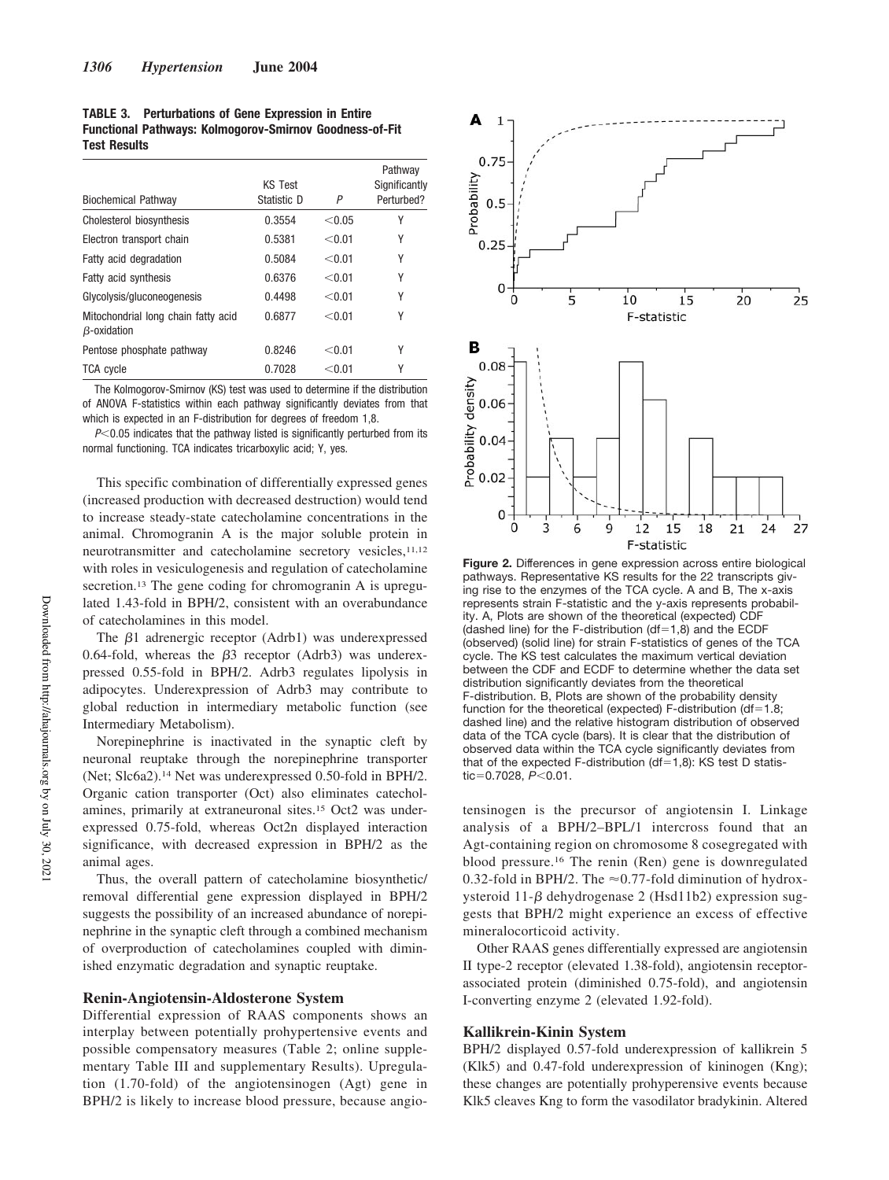**TABLE 3. Perturbations of Gene Expression in Entire Functional Pathways: Kolmogorov-Smirnov Goodness-of-Fit Test Results**

| Biochemical Pathway | KS Test Statistic D | P | Pathway Significantly Perturbed? |
|---|---|---|---|
| Cholesterol biosynthesis | 0.3554 | <0.05 | Y |
| Electron transport chain | 0.5381 | <0.01 | Y |
| Fatty acid degradation | 0.5084 | <0.01 | Y |
| Fatty acid synthesis | 0.6376 | <0.01 | Y |
| Glycolysis/gluconeogenesis | 0.4498 | <0.01 | Y |
| Mitochondrial long chain fatty acid $\beta$-oxidation | 0.6877 | <0.01 | Y |
| Pentose phosphate pathway | 0.8246 | <0.01 | Y |
| TCA cycle | 0.7028 | <0.01 | Y |

The Kolmogorov-Smirnov (KS) test was used to determine if the distribution of ANOVA F-statistics within each pathway significantly deviates from that which is expected in an F-distribution for degrees of freedom 1,8.

$P<0.05$ indicates that the pathway listed is significantly perturbed from its normal functioning. TCA indicates tricarboxylic acid; Y, yes.

This specific combination of differentially expressed genes (increased production with decreased destruction) would tend to increase steady-state catecholamine concentrations in the animal. Chromogranin A is the major soluble protein in neurotransmitter and catecholamine secretory vesicles,[11,12] with roles in vesiculogenesis and regulation of catecholamine secretion.[13] The gene coding for chromogranin A is upregulated 1.43-fold in BPH/2, consistent with an overabundance of catecholamines in this model.

The $\beta$1 adrenergic receptor (Adrb1) was underexpressed 0.64-fold, whereas the $\beta$3 receptor (Adrb3) was underexpressed 0.55-fold in BPH/2. Adrb3 regulates lipolysis in adipocytes. Underexpression of Adrb3 may contribute to global reduction in intermediary metabolic function (see Intermediary Metabolism).

Norepinephrine is inactivated in the synaptic cleft by neuronal reuptake through the norepinephrine transporter (Net; Slc6a2).[14] Net was underexpressed 0.50-fold in BPH/2. Organic cation transporter (Oct) also eliminates catecholamines, primarily at extraneuronal sites.[15] Oct2 was underexpressed 0.75-fold, whereas Oct2n displayed interaction significance, with decreased expression in BPH/2 as the animal ages.

Thus, the overall pattern of catecholamine biosynthetic/removal differential gene expression displayed in BPH/2 suggests the possibility of an increased abundance of norepinephrine in the synaptic cleft through a combined mechanism of overproduction of catecholamines coupled with diminished enzymatic degradation and synaptic reuptake.

### Renin-Angiotensin-Aldosterone System

Differential expression of RAAS components shows an interplay between potentially prohypertensive events and possible compensatory measures (Table 2; online supplementary Table III and supplementary Results). Upregulation (1.70-fold) of the angiotensinogen (Agt) gene in BPH/2 is likely to increase blood pressure, because angiotensinogen is the precursor of angiotensin I. Linkage analysis of a BPH/2–BPL/1 intercross found that an Agt-containing region on chromosome 8 cosegregated with blood pressure.[16] The renin (Ren) gene is downregulated 0.32-fold in BPH/2. The ≈0.77-fold diminution of hydroxysteroid 11-$\beta$ dehydrogenase 2 (Hsd11b2) expression suggests that BPH/2 might experience an excess of effective mineralocorticoid activity.

Other RAAS genes differentially expressed are angiotensin II type-2 receptor (elevated 1.38-fold), angiotensin receptor-associated protein (diminished 0.75-fold), and angiotensin I-converting enzyme 2 (elevated 1.92-fold).

### Kallikrein-Kinin System

BPH/2 displayed 0.57-fold underexpression of kallikrein 5 (Klk5) and 0.47-fold underexpression of kininogen (Kng); these changes are potentially prohyperensive events because Klk5 cleaves Kng to form the vasodilator bradykinin. Altered

**Figure 2.** Differences in gene expression across entire biological pathways. Representative KS results for the 22 transcripts giving rise to the enzymes of the TCA cycle. A and B, The x-axis represents strain F-statistic and the y-axis represents probability. A, Plots are shown of the theoretical (expected) CDF (dashed line) for the F-distribution (df=1,8) and the ECDF (observed) (solid line) for strain F-statistics of genes of the TCA cycle. The KS test calculates the maximum vertical deviation between the CDF and ECDF to determine whether the data set distribution significantly deviates from the theoretical F-distribution. B, Plots are shown of the probability density function for the theoretical (expected) F-distribution (df=1,8; dashed line) and the relative histogram distribution of observed data of the TCA cycle (bars). It is clear that the distribution of observed data within the TCA cycle significantly deviates from that of the expected F-distribution (df=1,8): KS test D statistic=0.7028, $P<0.01$.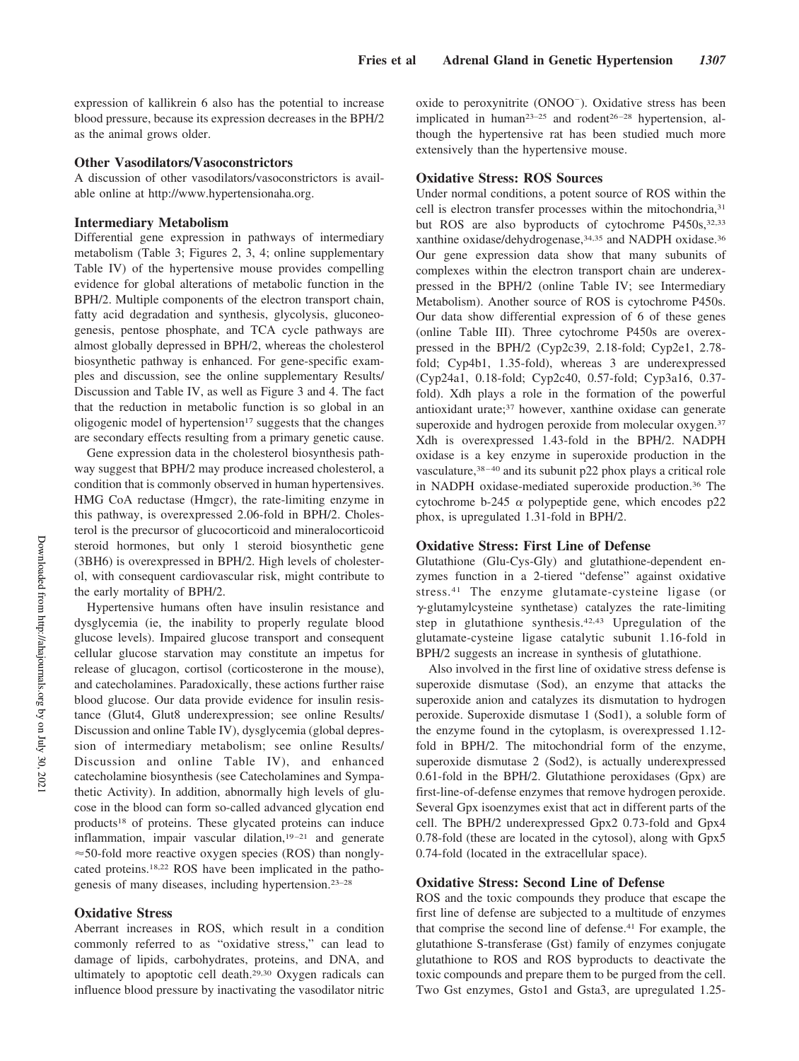expression of kallikrein 6 also has the potential to increase blood pressure, because its expression decreases in the BPH/2 as the animal grows older.

### Other Vasodilators/Vasoconstrictors

A discussion of other vasodilators/vasoconstrictors is available online at http://www.hypertensionaha.org.

### Intermediary Metabolism

Differential gene expression in pathways of intermediary metabolism (Table 3; Figures 2, 3, 4; online supplementary Table IV) of the hypertensive mouse provides compelling evidence for global alterations of metabolic function in the BPH/2. Multiple components of the electron transport chain, fatty acid degradation and synthesis, glycolysis, gluconeogenesis, pentose phosphate, and TCA cycle pathways are almost globally depressed in BPH/2, whereas the cholesterol biosynthetic pathway is enhanced. For gene-specific examples and discussion, see the online supplementary Results/Discussion and Table IV, as well as Figure 3 and 4. The fact that the reduction in metabolic function is so global in an oligogenic model of hypertension[17] suggests that the changes are secondary effects resulting from a primary genetic cause.

Gene expression data in the cholesterol biosynthesis pathway suggest that BPH/2 may produce increased cholesterol, a condition that is commonly observed in human hypertensives. HMG CoA reductase (Hmgcr), the rate-limiting enzyme in this pathway, is overexpressed 2.06-fold in BPH/2. Cholesterol is the precursor of glucocorticoid and mineralocorticoid steroid hormones, but only 1 steroid biosynthetic gene (3BH6) is overexpressed in BPH/2. High levels of cholesterol, with consequent cardiovascular risk, might contribute to the early mortality of BPH/2.

Hypertensive humans often have insulin resistance and dysglycemia (ie, the inability to properly regulate blood glucose levels). Impaired glucose transport and consequent cellular glucose starvation may constitute an impetus for release of glucagon, cortisol (corticosterone in the mouse), and catecholamines. Paradoxically, these actions further raise blood glucose. Our data provide evidence for insulin resistance (Glut4, Glut8 underexpression; see online Results/Discussion and online Table IV), dysglycemia (global depression of intermediary metabolism; see online Results/Discussion and online Table IV), and enhanced catecholamine biosynthesis (see Catecholamines and Sympathetic Activity). In addition, abnormally high levels of glucose in the blood can form so-called advanced glycation end products[18] of proteins. These glycated proteins can induce inflammation, impair vascular dilation,[19–21] and generate ≈50-fold more reactive oxygen species (ROS) than nonglycated proteins.[18,22] ROS have been implicated in the pathogenesis of many diseases, including hypertension.[23–28]

### Oxidative Stress

Aberrant increases in ROS, which result in a condition commonly referred to as "oxidative stress," can lead to damage of lipids, carbohydrates, proteins, and DNA, and ultimately to apoptotic cell death.[29,30] Oxygen radicals can influence blood pressure by inactivating the vasodilator nitric oxide to peroxynitrite ($ONOO^-$). Oxidative stress has been implicated in human[23–25] and rodent[26–28] hypertension, although the hypertensive rat has been studied much more extensively than the hypertensive mouse.

### Oxidative Stress: ROS Sources

Under normal conditions, a potent source of ROS within the cell is electron transfer processes within the mitochondria,[31] but ROS are also byproducts of cytochrome P450s,[32,33] xanthine oxidase/dehydrogenase,[34,35] and NADPH oxidase.[36] Our gene expression data show that many subunits of complexes within the electron transport chain are underexpressed in the BPH/2 (online Table IV; see Intermediary Metabolism). Another source of ROS is cytochrome P450s. Our data show differential expression of 6 of these genes (online Table III). Three cytochrome P450s are overexpressed in the BPH/2 (Cyp2c39, 2.18-fold; Cyp2e1, 2.78-fold; Cyp4b1, 1.35-fold), whereas 3 are underexpressed (Cyp24a1, 0.18-fold; Cyp2c40, 0.57-fold; Cyp3a16, 0.37-fold). Xdh plays a role in the formation of the powerful antioxidant urate;[37] however, xanthine oxidase can generate superoxide and hydrogen peroxide from molecular oxygen.[37] Xdh is overexpressed 1.43-fold in the BPH/2. NADPH oxidase is a key enzyme in superoxide production in the vasculature,[38–40] and its subunit p22 phox plays a critical role in NADPH oxidase-mediated superoxide production.[36] The cytochrome b-245 $\alpha$ polypeptide gene, which encodes p22 phox, is upregulated 1.31-fold in BPH/2.

### Oxidative Stress: First Line of Defense

Glutathione (Glu-Cys-Gly) and glutathione-dependent enzymes function in a 2-tiered "defense" against oxidative stress.[41] The enzyme glutamate-cysteine ligase (or $\gamma$-glutamylcysteine synthetase) catalyzes the rate-limiting step in glutathione synthesis.[42,43] Upregulation of the glutamate-cysteine ligase catalytic subunit 1.16-fold in BPH/2 suggests an increase in synthesis of glutathione.

Also involved in the first line of oxidative stress defense is superoxide dismutase (Sod), an enzyme that attacks the superoxide anion and catalyzes its dismutation to hydrogen peroxide. Superoxide dismutase 1 (Sod1), a soluble form of the enzyme found in the cytoplasm, is overexpressed 1.12-fold in BPH/2. The mitochondrial form of the enzyme, superoxide dismutase 2 (Sod2), is actually underexpressed 0.61-fold in the BPH/2. Glutathione peroxidases (Gpx) are first-line-of-defense enzymes that remove hydrogen peroxide. Several Gpx isoenzymes exist that act in different parts of the cell. The BPH/2 underexpressed Gpx2 0.73-fold and Gpx4 0.78-fold (these are located in the cytosol), along with Gpx5 0.74-fold (located in the extracellular space).

### Oxidative Stress: Second Line of Defense

ROS and the toxic compounds they produce that escape the first line of defense are subjected to a multitude of enzymes that comprise the second line of defense.[41] For example, the glutathione S-transferase (Gst) family of enzymes conjugate glutathione to ROS and ROS byproducts to deactivate the toxic compounds and prepare them to be purged from the cell. Two Gst enzymes, Gsto1 and Gsta3, are upregulated 1.25-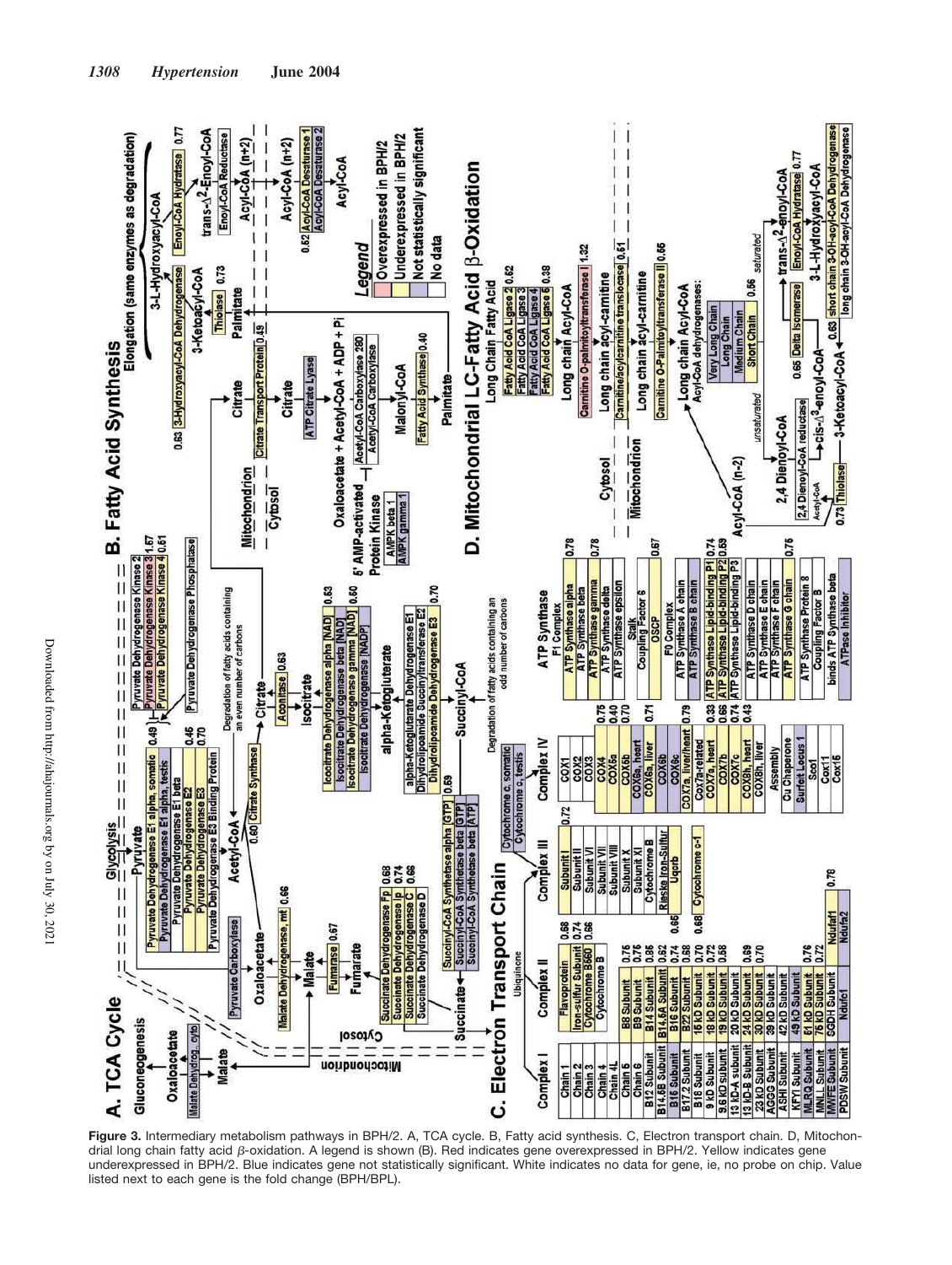**Figure 3.** Intermediary metabolism pathways in BPH/2. A, TCA cycle. B, Fatty acid synthesis. C, Electron transport chain. D, Mitochondrial long chain fatty acid β-oxidation. A legend is shown (B). Red indicates gene overexpressed in BPH/2. Yellow indicates gene underexpressed in BPH/2. Blue indicates gene not statistically significant. White indicates no data for gene, ie, no probe on chip. Value listed next to each gene is the fold change (BPH/BPL).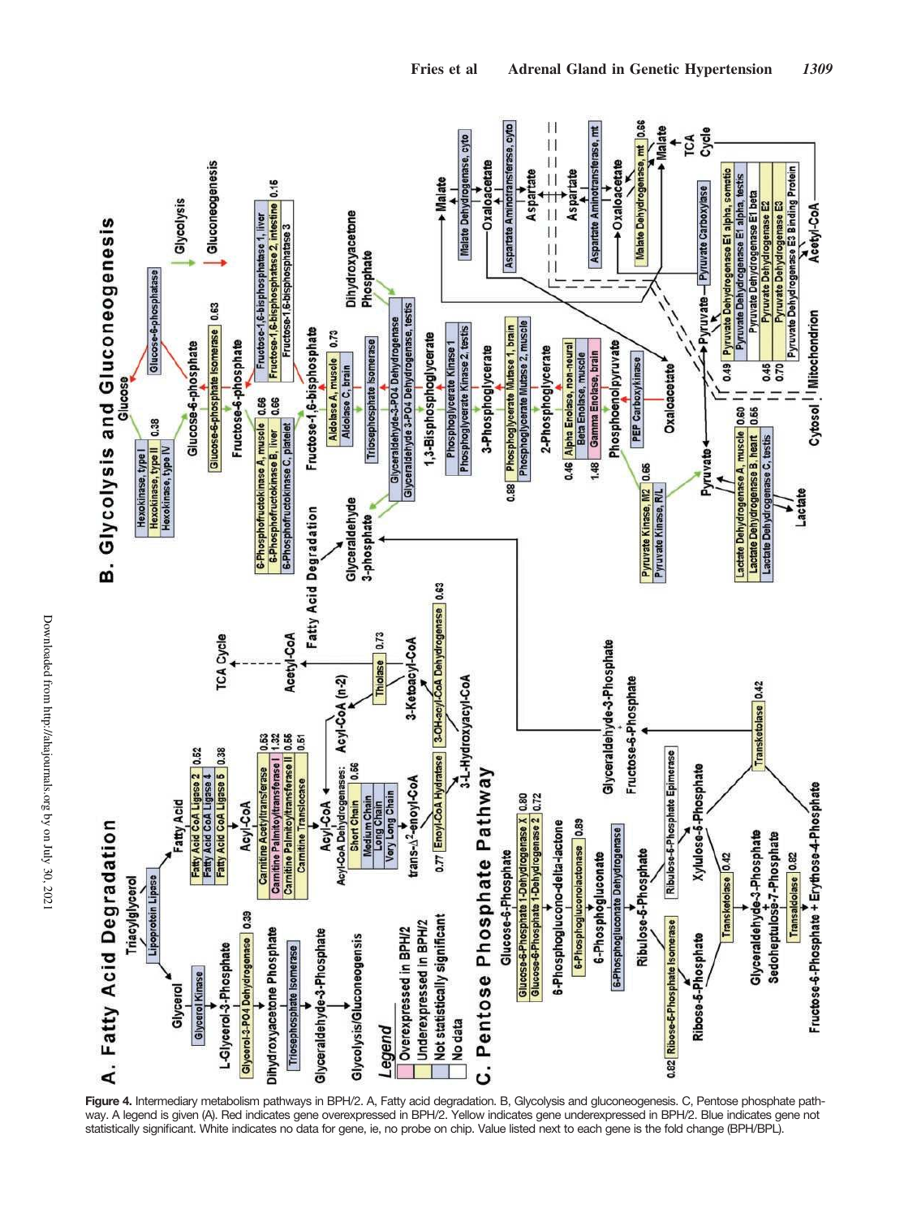**Figure 4.** Intermediary metabolism pathways in BPH/2. A, Fatty acid degradation. B, Glycolysis and gluconeogenesis. C, Pentose phosphate pathway. A legend is given (A). Red indicates gene overexpressed in BPH/2. Yellow indicates gene underexpressed in BPH/2. Blue indicates gene not statistically significant. White indicates no data for gene, ie, no probe on chip. Value listed next to each gene is the fold change (BPH/BPL).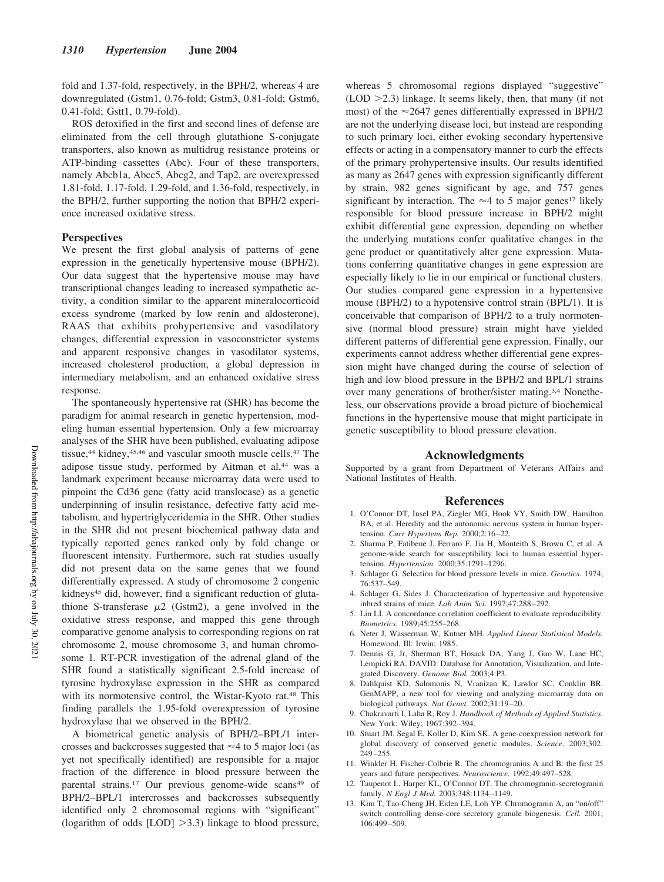fold and 1.37-fold, respectively, in the BPH/2, whereas 4 are downregulated (Gstm1, 0.76-fold; Gstm3, 0.81-fold; Gstm6, 0.41-fold; Gstt1, 0.79-fold).

ROS detoxified in the first and second lines of defense are eliminated from the cell through glutathione S-conjugate transporters, also known as multidrug resistance proteins or ATP-binding cassettes (Abc). Four of these transporters, namely Abcb1a, Abcc5, Abcg2, and Tap2, are overexpressed 1.81-fold, 1.17-fold, 1.29-fold, and 1.36-fold, respectively, in the BPH/2, further supporting the notion that BPH/2 experience increased oxidative stress.

## Perspectives

We present the first global analysis of patterns of gene expression in the genetically hypertensive mouse (BPH/2). Our data suggest that the hypertensive mouse may have transcriptional changes leading to increased sympathetic activity, a condition similar to the apparent mineralocorticoid excess syndrome (marked by low renin and aldosterone), RAAS that exhibits prohypertensive and vasodilatory changes, differential expression in vasoconstrictor systems and apparent responsive changes in vasodilator systems, increased cholesterol production, a global depression in intermediary metabolism, and an enhanced oxidative stress response.

The spontaneously hypertensive rat (SHR) has become the paradigm for animal research in genetic hypertension, modeling human essential hypertension. Only a few microarray analyses of the SHR have been published, evaluating adipose tissue,[44] kidney,[45,46] and vascular smooth muscle cells.[47] The adipose tissue study, performed by Aitman et al,[44] was a landmark experiment because microarray data were used to pinpoint the Cd36 gene (fatty acid translocase) as a genetic underpinning of insulin resistance, defective fatty acid metabolism, and hypertriglyceridemia in the SHR. Other studies in the SHR did not present biochemical pathway data and typically reported genes ranked only by fold change or fluorescent intensity. Furthermore, such rat studies usually did not present data on the same genes that we found differentially expressed. A study of chromosome 2 congenic kidneys[45] did, however, find a significant reduction of glutathione S-transferase $\mu 2$ (Gstm2), a gene involved in the oxidative stress response, and mapped this gene through comparative genome analysis to corresponding regions on rat chromosome 2, mouse chromosome 3, and human chromosome 1. RT-PCR investigation of the adrenal gland of the SHR found a statistically significant 2.5-fold increase of tyrosine hydroxylase expression in the SHR as compared with its normotensive control, the Wistar-Kyoto rat.[48] This finding parallels the 1.95-fold overexpression of tyrosine hydroxylase that we observed in the BPH/2.

A biometrical genetic analysis of BPH/2–BPL/1 intercrosses and backcrosses suggested that $\approx$4 to 5 major loci (as yet not specifically identified) are responsible for a major fraction of the difference in blood pressure between the parental strains.[17] Our previous genome-wide scans[49] of BPH/2–BPL/1 intercrosses and backcrosses subsequently identified only 2 chromosomal regions with "significant" (logarithm of odds [LOD] >3.3) linkage to blood pressure, whereas 5 chromosomal regions displayed "suggestive" (LOD >2.3) linkage. It seems likely, then, that many (if not most) of the $\approx$2647 genes differentially expressed in BPH/2 are not the underlying disease loci, but instead are responding to such primary loci, either evoking secondary hypertensive effects or acting in a compensatory manner to curb the effects of the primary prohypertensive insults. Our results identified as many as 2647 genes with expression significantly different by strain, 982 genes significant by age, and 757 genes significant by interaction. The $\approx$4 to 5 major genes[17] likely responsible for blood pressure increase in BPH/2 might exhibit differential gene expression, depending on whether the underlying mutations confer qualitative changes in the gene product or quantitatively alter gene expression. Mutations conferring quantitative changes in gene expression are especially likely to lie in our empirical or functional clusters. Our studies compared gene expression in a hypertensive mouse (BPH/2) to a hypotensive control strain (BPL/1). It is conceivable that comparison of BPH/2 to a truly normotensive (normal blood pressure) strain might have yielded different patterns of differential gene expression. Finally, our experiments cannot address whether differential gene expression might have changed during the course of selection of high and low blood pressure in the BPH/2 and BPL/1 strains over many generations of brother/sister mating.[3,4] Nonetheless, our observations provide a broad picture of biochemical functions in the hypertensive mouse that might participate in genetic susceptibility to blood pressure elevation.

## Acknowledgments

Supported by a grant from Department of Veterans Affairs and National Institutes of Health.

## References

1. O'Connor DT, Insel PA, Ziegler MG, Hook VY, Smith DW, Hamilton BA, et al. Heredity and the autonomic nervous system in human hypertension. *Curr Hypertens Rep.* 2000;2:16–22.
2. Sharma P, Fatibene J, Ferraro F, Jia H, Monteith S, Brown C, et al. A genome-wide search for susceptibility loci to human essential hypertension. *Hypertension.* 2000;35:1291–1296.
3. Schlager G. Selection for blood pressure levels in mice. *Genetics.* 1974;76:537–549.
4. Schlager G, Sides J. Characterization of hypertensive and hypotensive inbred strains of mice. *Lab Anim Sci.* 1997;47:288–292.
5. Lin LI. A concordance correlation coefficient to evaluate reproducibility. *Biometrics.* 1989;45:255–268.
6. Neter J, Wasserman W, Kutner MH. *Applied Linear Statistical Models*. Homewood, Ill: Irwin; 1985.
7. Dennis G, Jr, Sherman BT, Hosack DA, Yang J, Gao W, Lane HC, Lempicki RA. DAVID: Database for Annotation, Visualization, and Integrated Discovery. *Genome Biol.* 2003;4:P3.
8. Dahlquist KD, Salomonis N, Vranizan K, Lawlor SC, Conklin BR. GenMAPP, a new tool for viewing and analyzing microarray data on biological pathways. *Nat Genet.* 2002;31:19–20.
9. Chakravarti I, Laha R, Roy J. *Handbook of Methods of Applied Statistics*. New York: Wiley; 1967:392–394.
10. Stuart JM, Segal E, Koller D, Kim SK. A gene-coexpression network for global discovery of conserved genetic modules. *Science.* 2003;302:249–255.
11. Winkler H, Fischer-Colbrie R. The chromogranins A and B: the first 25 years and future perspectives. *Neuroscience.* 1992;49:497–528.
12. Taupenot L, Harper KL, O'Connor DT. The chromogranin-secretogranin family. *N Engl J Med.* 2003;348:1134–1149.
13. Kim T, Tao-Cheng JH, Eiden LE, Loh YP. Chromogranin A, an "on/off" switch controlling dense-core secretory granule biogenesis. *Cell.* 2001;106:499–509.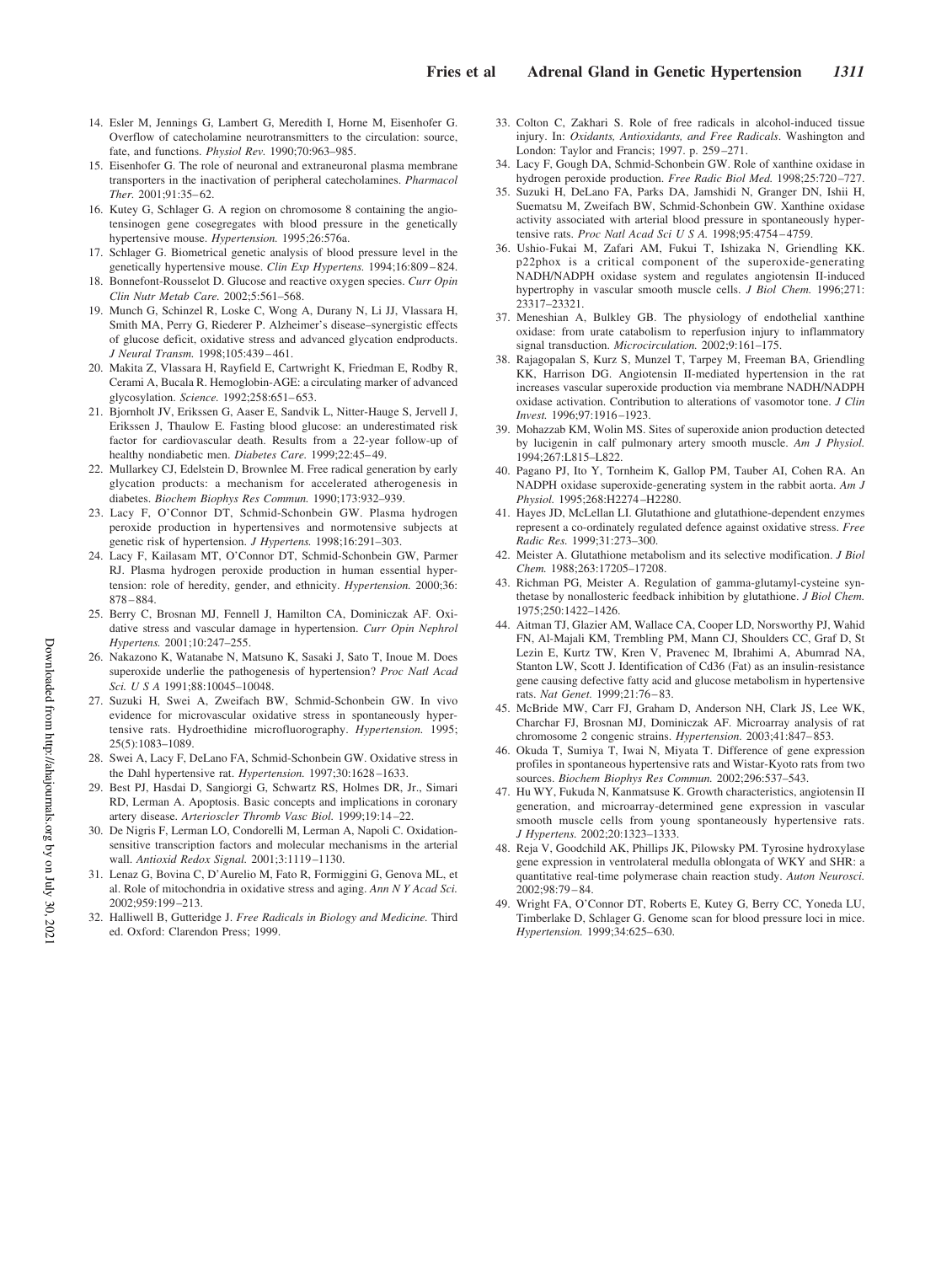14. Esler M, Jennings G, Lambert G, Meredith I, Horne M, Eisenhofer G. Overflow of catecholamine neurotransmitters to the circulation: source, fate, and functions. *Physiol Rev.* 1990;70:963–985.
15. Eisenhofer G. The role of neuronal and extraneuronal plasma membrane transporters in the inactivation of peripheral catecholamines. *Pharmacol Ther.* 2001;91:35–62.
16. Kutey G, Schlager G. A region on chromosome 8 containing the angiotensinogen gene cosegregates with blood pressure in the genetically hypertensive mouse. *Hypertension.* 1995;26:576a.
17. Schlager G. Biometrical genetic analysis of blood pressure level in the genetically hypertensive mouse. *Clin Exp Hypertens.* 1994;16:809–824.
18. Bonnefont-Rousselot D. Glucose and reactive oxygen species. *Curr Opin Clin Nutr Metab Care.* 2002;5:561–568.
19. Munch G, Schinzel R, Loske C, Wong A, Durany N, Li JJ, Vlassara H, Smith MA, Perry G, Riederer P. Alzheimer's disease–synergistic effects of glucose deficit, oxidative stress and advanced glycation endproducts. *J Neural Transm.* 1998;105:439–461.
20. Makita Z, Vlassara H, Rayfield E, Cartwright K, Friedman E, Rodby R, Cerami A, Bucala R. Hemoglobin-AGE: a circulating marker of advanced glycosylation. *Science.* 1992;258:651–653.
21. Bjornholt JV, Erikssen G, Aaser E, Sandvik L, Nitter-Hauge S, Jervell J, Erikssen J, Thaulow E. Fasting blood glucose: an underestimated risk factor for cardiovascular death. Results from a 22-year follow-up of healthy nondiabetic men. *Diabetes Care.* 1999;22:45–49.
22. Mullarkey CJ, Edelstein D, Brownlee M. Free radical generation by early glycation products: a mechanism for accelerated atherogenesis in diabetes. *Biochem Biophys Res Commun.* 1990;173:932–939.
23. Lacy F, O'Connor DT, Schmid-Schonbein GW. Plasma hydrogen peroxide production in hypertensives and normotensive subjects at genetic risk of hypertension. *J Hypertens.* 1998;16:291–303.
24. Lacy F, Kailasam MT, O'Connor DT, Schmid-Schonbein GW, Parmer RJ. Plasma hydrogen peroxide production in human essential hypertension: role of heredity, gender, and ethnicity. *Hypertension.* 2000;36: 878–884.
25. Berry C, Brosnan MJ, Fennell J, Hamilton CA, Dominiczak AF. Oxidative stress and vascular damage in hypertension. *Curr Opin Nephrol Hypertens.* 2001;10:247–255.
26. Nakazono K, Watanabe N, Matsuno K, Sasaki J, Sato T, Inoue M. Does superoxide underlie the pathogenesis of hypertension? *Proc Natl Acad Sci. U S A* 1991;88:10045–10048.
27. Suzuki H, Swei A, Zweifach BW, Schmid-Schonbein GW. In vivo evidence for microvascular oxidative stress in spontaneously hypertensive rats. Hydroethidine microfluorography. *Hypertension.* 1995; 25(5):1083–1089.
28. Swei A, Lacy F, DeLano FA, Schmid-Schonbein GW. Oxidative stress in the Dahl hypertensive rat. *Hypertension.* 1997;30:1628–1633.
29. Best PJ, Hasdai D, Sangiorgi G, Schwartz RS, Holmes DR, Jr., Simari RD, Lerman A. Apoptosis. Basic concepts and implications in coronary artery disease. *Arterioscler Thromb Vasc Biol.* 1999;19:14–22.
30. De Nigris F, Lerman LO, Condorelli M, Lerman A, Napoli C. Oxidation-sensitive transcription factors and molecular mechanisms in the arterial wall. *Antioxid Redox Signal.* 2001;3:1119–1130.
31. Lenaz G, Bovina C, D'Aurelio M, Fato R, Formiggini G, Genova ML, et al. Role of mitochondria in oxidative stress and aging. *Ann N Y Acad Sci.* 2002;959:199–213.
32. Halliwell B, Gutteridge J. *Free Radicals in Biology and Medicine.* Third ed. Oxford: Clarendon Press; 1999.
33. Colton C, Zakhari S. Role of free radicals in alcohol-induced tissue injury. In: *Oxidants, Antioxidants, and Free Radicals*. Washington and London: Taylor and Francis; 1997. p. 259–271.
34. Lacy F, Gough DA, Schmid-Schonbein GW. Role of xanthine oxidase in hydrogen peroxide production. *Free Radic Biol Med.* 1998;25:720–727.
35. Suzuki H, DeLano FA, Parks DA, Jamshidi N, Granger DN, Ishii H, Suematsu M, Zweifach BW, Schmid-Schonbein GW. Xanthine oxidase activity associated with arterial blood pressure in spontaneously hypertensive rats. *Proc Natl Acad Sci U S A.* 1998;95:4754–4759.
36. Ushio-Fukai M, Zafari AM, Fukui T, Ishizaka N, Griendling KK. p22phox is a critical component of the superoxide-generating NADH/NADPH oxidase system and regulates angiotensin II-induced hypertrophy in vascular smooth muscle cells. *J Biol Chem.* 1996;271: 23317–23321.
37. Meneshian A, Bulkley GB. The physiology of endothelial xanthine oxidase: from urate catabolism to reperfusion injury to inflammatory signal transduction. *Microcirculation.* 2002;9:161–175.
38. Rajagopalan S, Kurz S, Munzel T, Tarpey M, Freeman BA, Griendling KK, Harrison DG. Angiotensin II-mediated hypertension in the rat increases vascular superoxide production via membrane NADH/NADPH oxidase activation. Contribution to alterations of vasomotor tone. *J Clin Invest.* 1996;97:1916–1923.
39. Mohazzab KM, Wolin MS. Sites of superoxide anion production detected by lucigenin in calf pulmonary artery smooth muscle. *Am J Physiol.* 1994;267:L815–L822.
40. Pagano PJ, Ito Y, Tornheim K, Gallop PM, Tauber AI, Cohen RA. An NADPH oxidase superoxide-generating system in the rabbit aorta. *Am J Physiol.* 1995;268:H2274–H2280.
41. Hayes JD, McLellan LI. Glutathione and glutathione-dependent enzymes represent a co-ordinately regulated defence against oxidative stress. *Free Radic Res.* 1999;31:273–300.
42. Meister A. Glutathione metabolism and its selective modification. *J Biol Chem.* 1988;263:17205–17208.
43. Richman PG, Meister A. Regulation of gamma-glutamyl-cysteine synthetase by nonallosteric feedback inhibition by glutathione. *J Biol Chem.* 1975;250:1422–1426.
44. Aitman TJ, Glazier AM, Wallace CA, Cooper LD, Norsworthy PJ, Wahid FN, Al-Majali KM, Trembling PM, Mann CJ, Shoulders CC, Graf D, St Lezin E, Kurtz TW, Kren V, Pravenec M, Ibrahimi A, Abumrad NA, Stanton LW, Scott J. Identification of Cd36 (Fat) as an insulin-resistance gene causing defective fatty acid and glucose metabolism in hypertensive rats. *Nat Genet.* 1999;21:76–83.
45. McBride MW, Carr FJ, Graham D, Anderson NH, Clark JS, Lee WK, Charchar FJ, Brosnan MJ, Dominiczak AF. Microarray analysis of rat chromosome 2 congenic strains. *Hypertension.* 2003;41:847–853.
46. Okuda T, Sumiya T, Iwai N, Miyata T. Difference of gene expression profiles in spontaneous hypertensive rats and Wistar-Kyoto rats from two sources. *Biochem Biophys Res Commun.* 2002;296:537–543.
47. Hu WY, Fukuda N, Kanmatsuse K. Growth characteristics, angiotensin II generation, and microarray-determined gene expression in vascular smooth muscle cells from young spontaneously hypertensive rats. *J Hypertens.* 2002;20:1323–1333.
48. Reja V, Goodchild AK, Phillips JK, Pilowsky PM. Tyrosine hydroxylase gene expression in ventrolateral medulla oblongata of WKY and SHR: a quantitative real-time polymerase chain reaction study. *Auton Neurosci.* 2002;98:79–84.
49. Wright FA, O'Connor DT, Roberts E, Kutey G, Berry CC, Yoneda LU, Timberlake D, Schlager G. Genome scan for blood pressure loci in mice. *Hypertension.* 1999;34:625–630.